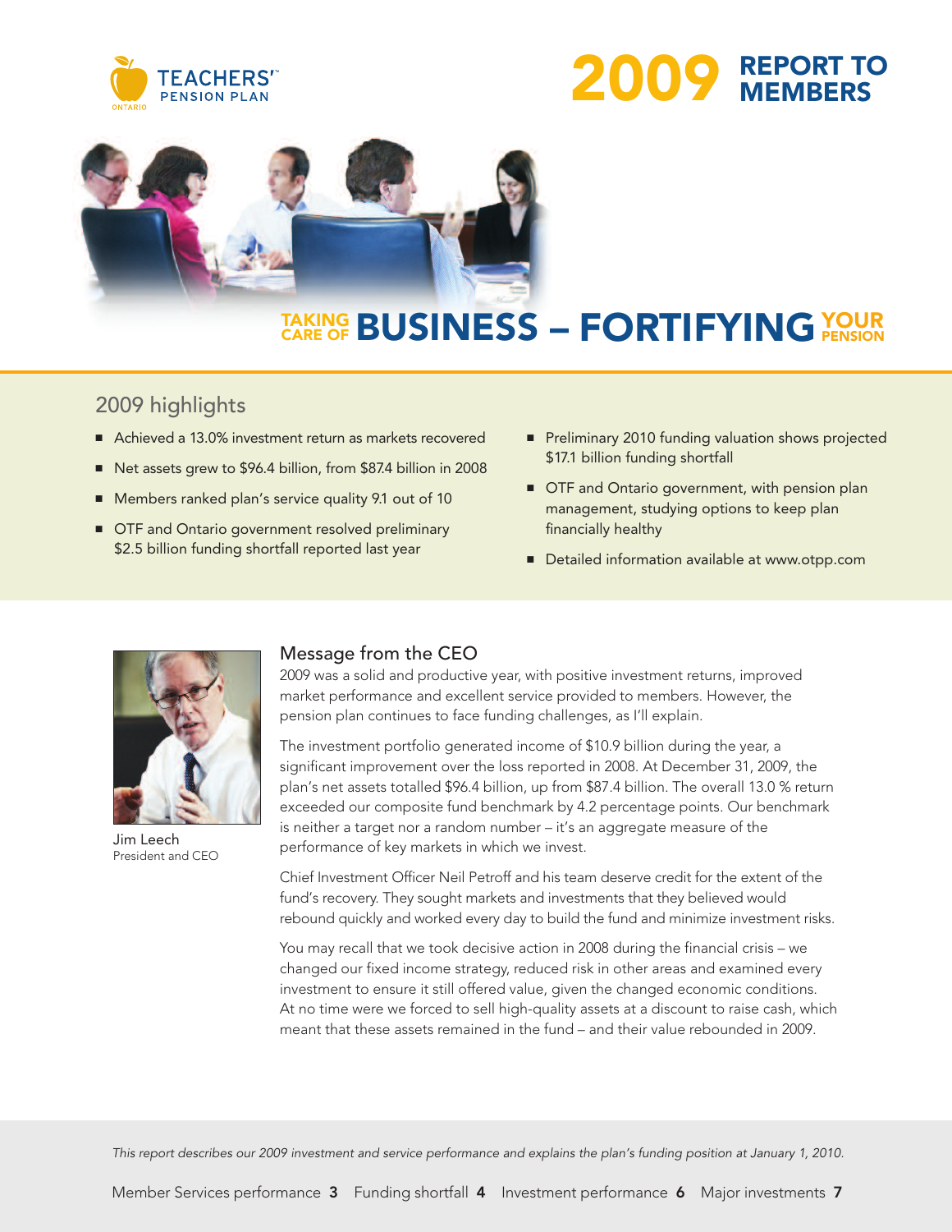TEACHERS' PENSION PLAN ONTARIO

# 2009 REPORT TO MEMBERS

## TAKING CARE OF BUSINESS – FORTIFYING YOUR PENSION

### 2009 highlights

- Achieved a 13.0% investment return as markets recovered
- Net assets grew to $96.4 billion, from $87.4 billion in 2008
- Members ranked plan's service quality 9.1 out of 10
- OTF and Ontario government resolved preliminary $2.5 billion funding shortfall reported last year
- Preliminary 2010 funding valuation shows projected $17.1 billion funding shortfall
- OTF and Ontario government, with pension plan management, studying options to keep plan financially healthy
- Detailed information available at www.otpp.com

### Message from the CEO

Jim Leech
President and CEO

2009 was a solid and productive year, with positive investment returns, improved market performance and excellent service provided to members. However, the pension plan continues to face funding challenges, as I'll explain.

The investment portfolio generated income of $10.9 billion during the year, a significant improvement over the loss reported in 2008. At December 31, 2009, the plan's net assets totalled $96.4 billion, up from $87.4 billion. The overall 13.0 % return exceeded our composite fund benchmark by 4.2 percentage points. Our benchmark is neither a target nor a random number – it's an aggregate measure of the performance of key markets in which we invest.

Chief Investment Officer Neil Petroff and his team deserve credit for the extent of the fund's recovery. They sought markets and investments that they believed would rebound quickly and worked every day to build the fund and minimize investment risks.

You may recall that we took decisive action in 2008 during the financial crisis – we changed our fixed income strategy, reduced risk in other areas and examined every investment to ensure it still offered value, given the changed economic conditions. At no time were we forced to sell high-quality assets at a discount to raise cash, which meant that these assets remained in the fund – and their value rebounded in 2009.

*This report describes our 2009 investment and service performance and explains the plan's funding position at January 1, 2010.*

Member Services performance **3** Funding shortfall **4** Investment performance **6** Major investments **7**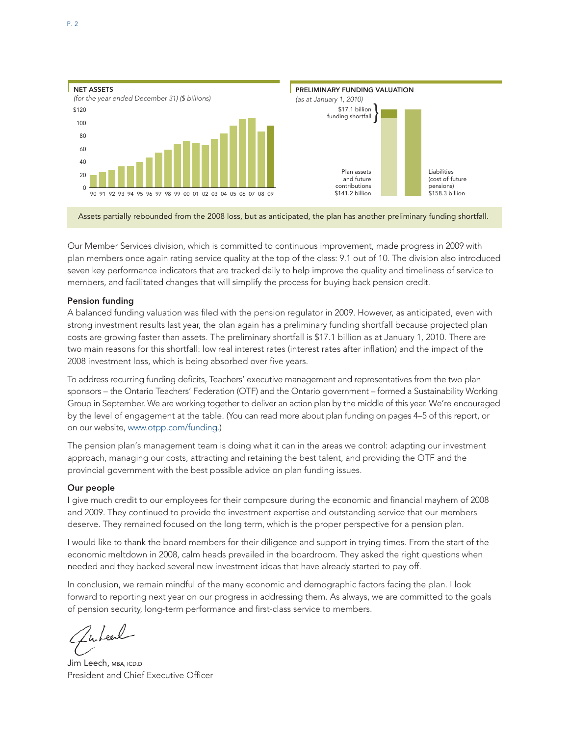**NET ASSETS**
*(for the year ended December 31) ($ billions)*

**PRELIMINARY FUNDING VALUATION**
*(as at January 1, 2010)*

$17.1 billion funding shortfall

Plan assets and future contributions $141.2 billion

Liabilities (cost of future pensions) $158.3 billion

Assets partially rebounded from the 2008 loss, but as anticipated, the plan has another preliminary funding shortfall.

Our Member Services division, which is committed to continuous improvement, made progress in 2009 with plan members once again rating service quality at the top of the class: 9.1 out of 10. The division also introduced seven key performance indicators that are tracked daily to help improve the quality and timeliness of service to members, and facilitated changes that will simplify the process for buying back pension credit.

### Pension funding

A balanced funding valuation was filed with the pension regulator in 2009. However, as anticipated, even with strong investment results last year, the plan again has a preliminary funding shortfall because projected plan costs are growing faster than assets. The preliminary shortfall is $17.1 billion as at January 1, 2010. There are two main reasons for this shortfall: low real interest rates (interest rates after inflation) and the impact of the 2008 investment loss, which is being absorbed over five years.

To address recurring funding deficits, Teachers' executive management and representatives from the two plan sponsors – the Ontario Teachers' Federation (OTF) and the Ontario government – formed a Sustainability Working Group in September. We are working together to deliver an action plan by the middle of this year. We're encouraged by the level of engagement at the table. (You can read more about plan funding on pages 4–5 of this report, or on our website, www.otpp.com/funding.)

The pension plan's management team is doing what it can in the areas we control: adapting our investment approach, managing our costs, attracting and retaining the best talent, and providing the OTF and the provincial government with the best possible advice on plan funding issues.

### Our people

I give much credit to our employees for their composure during the economic and financial mayhem of 2008 and 2009. They continued to provide the investment expertise and outstanding service that our members deserve. They remained focused on the long term, which is the proper perspective for a pension plan.

I would like to thank the board members for their diligence and support in trying times. From the start of the economic meltdown in 2008, calm heads prevailed in the boardroom. They asked the right questions when needed and they backed several new investment ideas that have already started to pay off.

In conclusion, we remain mindful of the many economic and demographic factors facing the plan. I look forward to reporting next year on our progress in addressing them. As always, we are committed to the goals of pension security, long-term performance and first-class service to members.

Jim Leech, MBA, ICD.D
President and Chief Executive Officer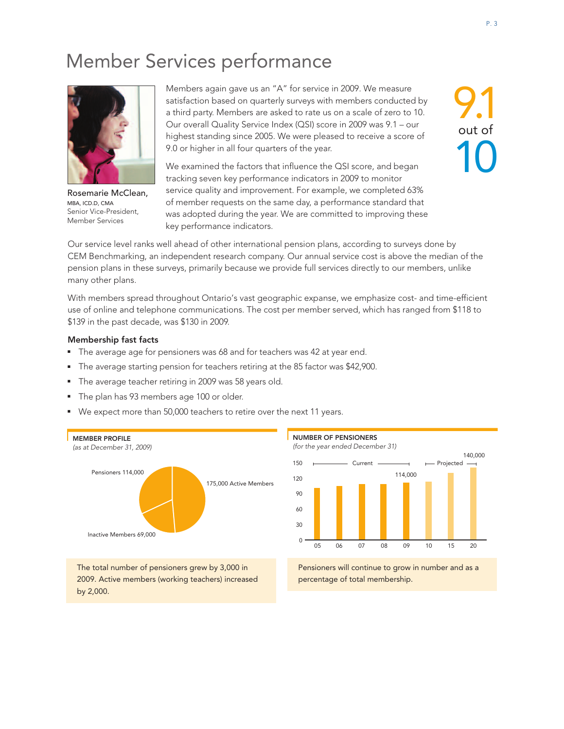# Member Services performance

Rosemarie McClean,
MBA, ICD.D, CMA
Senior Vice-President,
Member Services

Members again gave us an "A" for service in 2009. We measure satisfaction based on quarterly surveys with members conducted by a third party. Members are asked to rate us on a scale of zero to 10. Our overall Quality Service Index (QSI) score in 2009 was 9.1 – our highest standing since 2005. We were pleased to receive a score of 9.0 or higher in all four quarters of the year.

We examined the factors that influence the QSI score, and began tracking seven key performance indicators in 2009 to monitor service quality and improvement. For example, we completed 63% of member requests on the same day, a performance standard that was adopted during the year. We are committed to improving these key performance indicators.

**9.1 out of 10**

Our service level ranks well ahead of other international pension plans, according to surveys done by CEM Benchmarking, an independent research company. Our annual service cost is above the median of the pension plans in these surveys, primarily because we provide full services directly to our members, unlike many other plans.

With members spread throughout Ontario's vast geographic expanse, we emphasize cost- and time-efficient use of online and telephone communications. The cost per member served, which has ranged from $118 to $139 in the past decade, was $130 in 2009.

### Membership fast facts

- The average age for pensioners was 68 and for teachers was 42 at year end.
- The average starting pension for teachers retiring at the 85 factor was $42,900.
- The average teacher retiring in 2009 was 58 years old.
- The plan has 93 members age 100 or older.
- We expect more than 50,000 teachers to retire over the next 11 years.

**MEMBER PROFILE**
*(as at December 31, 2009)*

| Category | Number |
|---|---|
| Active Members | 175,000 |
| Pensioners | 114,000 |
| Inactive Members | 69,000 |

The total number of pensioners grew by 3,000 in 2009. Active members (working teachers) increased by 2,000.

**NUMBER OF PENSIONERS**
*(for the year ended December 31)*

Current: 05, 06, 07, 08, 09 (114,000 in 09). Projected: 10, 15, 20 (140,000 in 20).

Pensioners will continue to grow in number and as a percentage of total membership.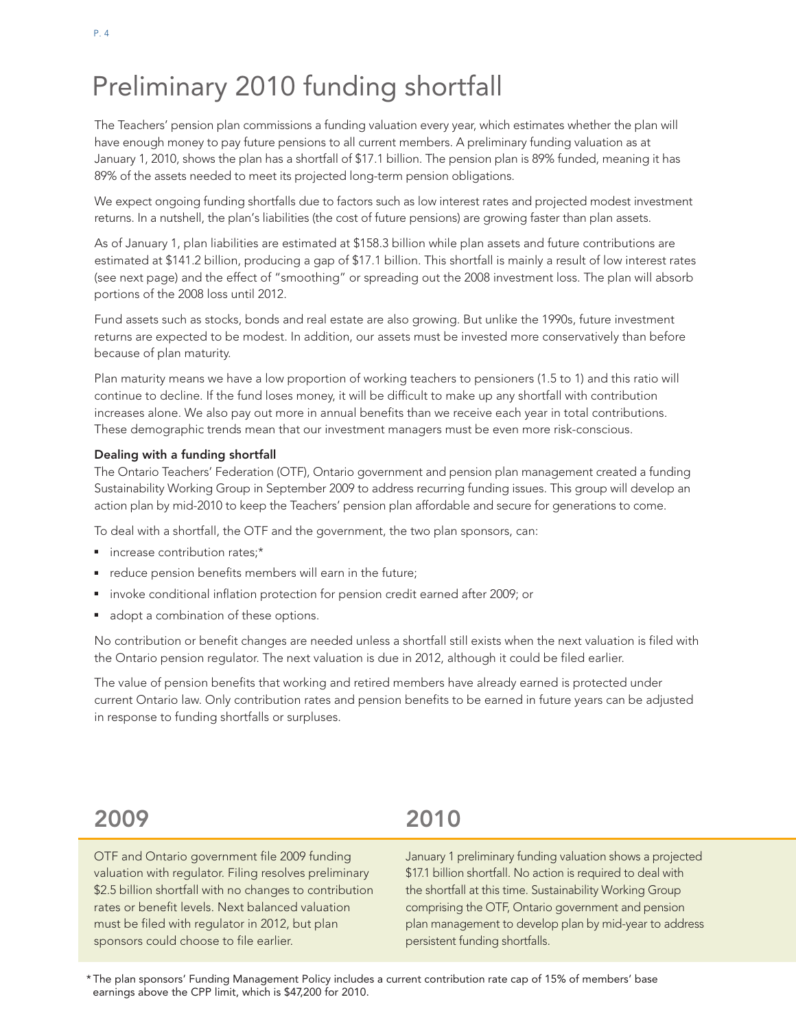# Preliminary 2010 funding shortfall

The Teachers' pension plan commissions a funding valuation every year, which estimates whether the plan will have enough money to pay future pensions to all current members. A preliminary funding valuation as at January 1, 2010, shows the plan has a shortfall of $17.1 billion. The pension plan is 89% funded, meaning it has 89% of the assets needed to meet its projected long-term pension obligations.

We expect ongoing funding shortfalls due to factors such as low interest rates and projected modest investment returns. In a nutshell, the plan's liabilities (the cost of future pensions) are growing faster than plan assets.

As of January 1, plan liabilities are estimated at $158.3 billion while plan assets and future contributions are estimated at $141.2 billion, producing a gap of $17.1 billion. This shortfall is mainly a result of low interest rates (see next page) and the effect of "smoothing" or spreading out the 2008 investment loss. The plan will absorb portions of the 2008 loss until 2012.

Fund assets such as stocks, bonds and real estate are also growing. But unlike the 1990s, future investment returns are expected to be modest. In addition, our assets must be invested more conservatively than before because of plan maturity.

Plan maturity means we have a low proportion of working teachers to pensioners (1.5 to 1) and this ratio will continue to decline. If the fund loses money, it will be difficult to make up any shortfall with contribution increases alone. We also pay out more in annual benefits than we receive each year in total contributions. These demographic trends mean that our investment managers must be even more risk-conscious.

**Dealing with a funding shortfall**

The Ontario Teachers' Federation (OTF), Ontario government and pension plan management created a funding Sustainability Working Group in September 2009 to address recurring funding issues. This group will develop an action plan by mid-2010 to keep the Teachers' pension plan affordable and secure for generations to come.

To deal with a shortfall, the OTF and the government, the two plan sponsors, can:

- increase contribution rates;*
- reduce pension benefits members will earn in the future;
- invoke conditional inflation protection for pension credit earned after 2009; or
- adopt a combination of these options.

No contribution or benefit changes are needed unless a shortfall still exists when the next valuation is filed with the Ontario pension regulator. The next valuation is due in 2012, although it could be filed earlier.

The value of pension benefits that working and retired members have already earned is protected under current Ontario law. Only contribution rates and pension benefits to be earned in future years can be adjusted in response to funding shortfalls or surpluses.

## 2009

OTF and Ontario government file 2009 funding valuation with regulator. Filing resolves preliminary $2.5 billion shortfall with no changes to contribution rates or benefit levels. Next balanced valuation must be filed with regulator in 2012, but plan sponsors could choose to file earlier.

## 2010

January 1 preliminary funding valuation shows a projected $17.1 billion shortfall. No action is required to deal with the shortfall at this time. Sustainability Working Group comprising the OTF, Ontario government and pension plan management to develop plan by mid-year to address persistent funding shortfalls.

* The plan sponsors' Funding Management Policy includes a current contribution rate cap of 15% of members' base earnings above the CPP limit, which is $47,200 for 2010.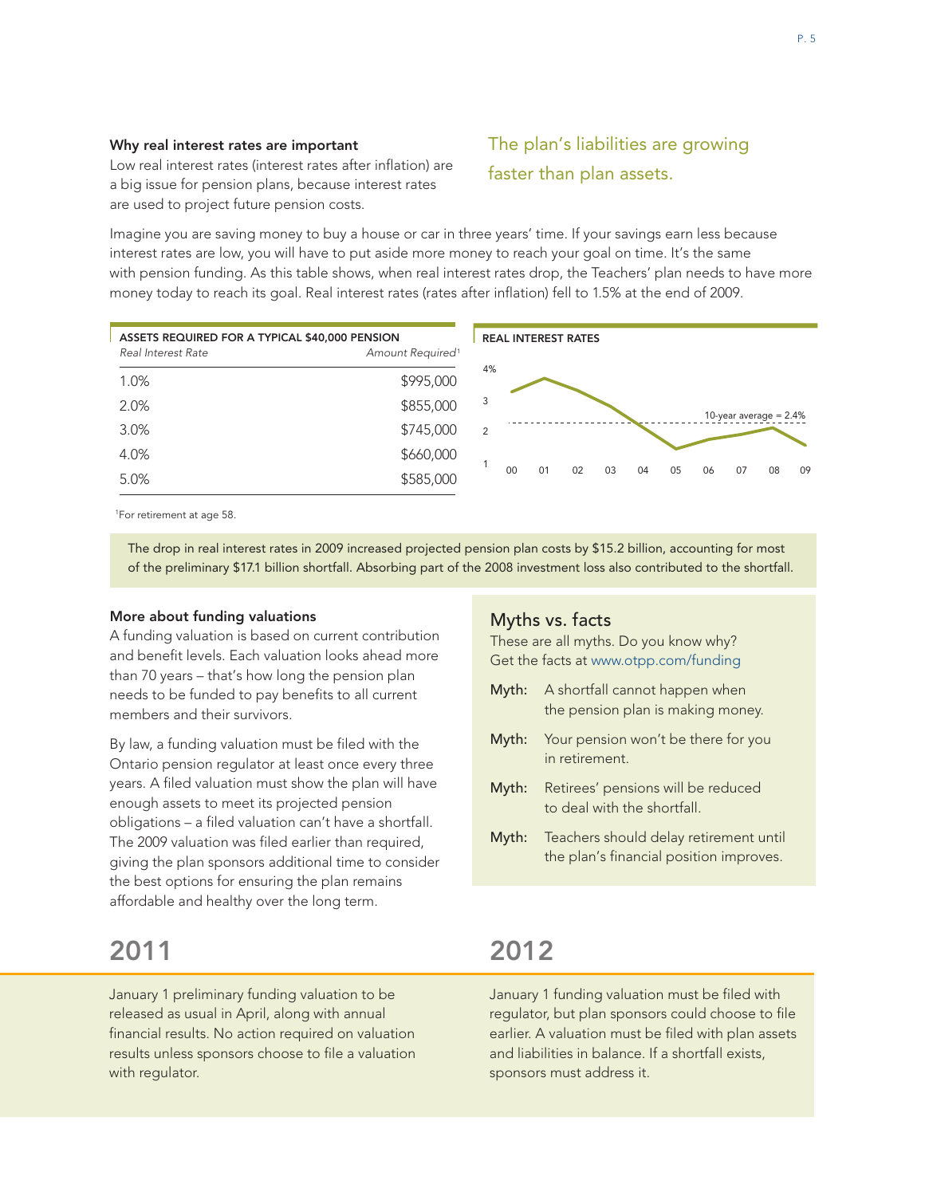### Why real interest rates are important

Low real interest rates (interest rates after inflation) are a big issue for pension plans, because interest rates are used to project future pension costs.

## The plan's liabilities are growing faster than plan assets.

Imagine you are saving money to buy a house or car in three years' time. If your savings earn less because interest rates are low, you will have to put aside more money to reach your goal on time. It's the same with pension funding. As this table shows, when real interest rates drop, the Teachers' plan needs to have more money today to reach its goal. Real interest rates (rates after inflation) fell to 1.5% at the end of 2009.

**ASSETS REQUIRED FOR A TYPICAL $40,000 PENSION**

| *Real Interest Rate* | *Amount Required*[1] |
|---|---|
| 1.0% | $995,000 |
| 2.0% | $855,000 |
| 3.0% | $745,000 |
| 4.0% | $660,000 |
| 5.0% | $585,000 |

[1]For retirement at age 58.

**REAL INTEREST RATES**

4%, 3, 2, 1

00 01 02 03 04 05 06 07 08 09

10-year average = 2.4%

The drop in real interest rates in 2009 increased projected pension plan costs by $15.2 billion, accounting for most of the preliminary $17.1 billion shortfall. Absorbing part of the 2008 investment loss also contributed to the shortfall.

### More about funding valuations

A funding valuation is based on current contribution and benefit levels. Each valuation looks ahead more than 70 years – that's how long the pension plan needs to be funded to pay benefits to all current members and their survivors.

By law, a funding valuation must be filed with the Ontario pension regulator at least once every three years. A filed valuation must show the plan will have enough assets to meet its projected pension obligations – a filed valuation can't have a shortfall. The 2009 valuation was filed earlier than required, giving the plan sponsors additional time to consider the best options for ensuring the plan remains affordable and healthy over the long term.

### Myths vs. facts

These are all myths. Do you know why? Get the facts at www.otpp.com/funding

**Myth:** A shortfall cannot happen when the pension plan is making money.

**Myth:** Your pension won't be there for you in retirement.

**Myth:** Retirees' pensions will be reduced to deal with the shortfall.

**Myth:** Teachers should delay retirement until the plan's financial position improves.

## 2011

January 1 preliminary funding valuation to be released as usual in April, along with annual financial results. No action required on valuation results unless sponsors choose to file a valuation with regulator.

## 2012

January 1 funding valuation must be filed with regulator, but plan sponsors could choose to file earlier. A valuation must be filed with plan assets and liabilities in balance. If a shortfall exists, sponsors must address it.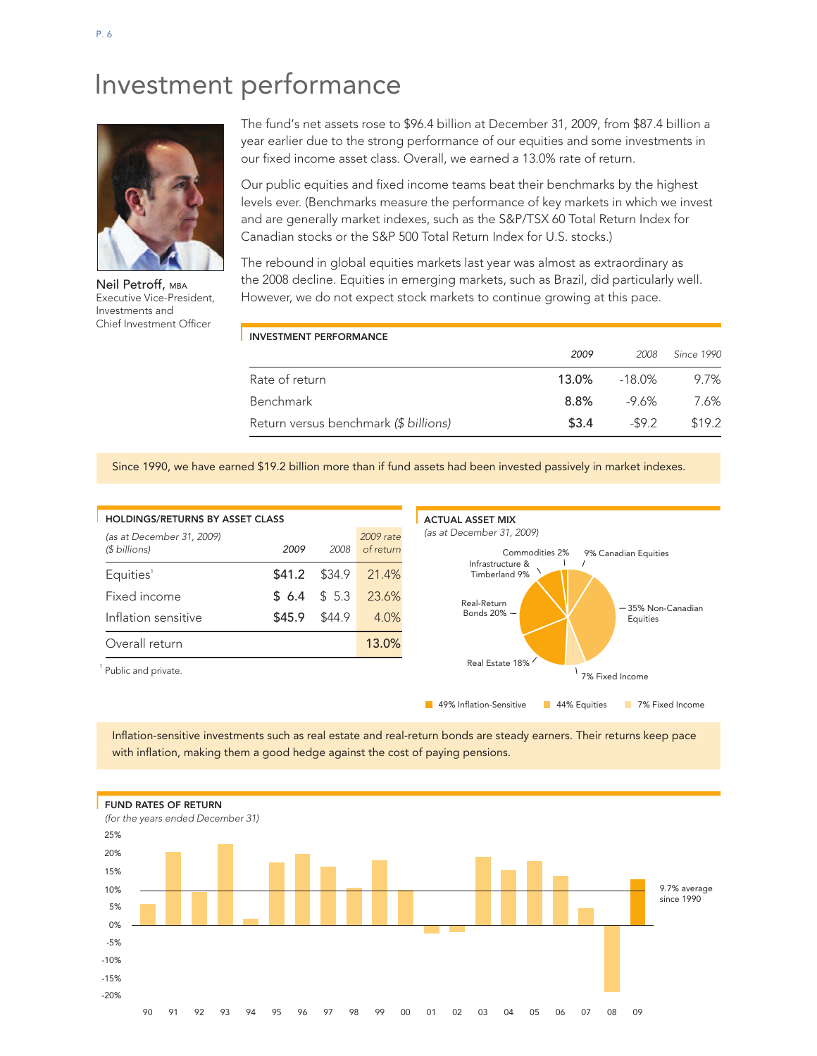# Investment performance

Neil Petroff, MBA
Executive Vice-President, Investments and Chief Investment Officer

The fund's net assets rose to $96.4 billion at December 31, 2009, from $87.4 billion a year earlier due to the strong performance of our equities and some investments in our fixed income asset class. Overall, we earned a 13.0% rate of return.

Our public equities and fixed income teams beat their benchmarks by the highest levels ever. (Benchmarks measure the performance of key markets in which we invest and are generally market indexes, such as the S&P/TSX 60 Total Return Index for Canadian stocks or the S&P 500 Total Return Index for U.S. stocks.)

The rebound in global equities markets last year was almost as extraordinary as the 2008 decline. Equities in emerging markets, such as Brazil, did particularly well. However, we do not expect stock markets to continue growing at this pace.

**INVESTMENT PERFORMANCE**

| | *2009* | *2008* | *Since 1990* |
|---|---|---|---|
| Rate of return | 13.0% | -18.0% | 9.7% |
| Benchmark | 8.8% | -9.6% | 7.6% |
| Return versus benchmark *($ billions)* | $3.4 | -$9.2 | $19.2 |

Since 1990, we have earned $19.2 billion more than if fund assets had been invested passively in market indexes.

**HOLDINGS/RETURNS BY ASSET CLASS**

| *(as at December 31, 2009)* *($ billions)* | *2009* | *2008* | *2009 rate of return* |
|---|---|---|---|
| Equities[1] | $41.2 | $34.9 | 21.4% |
| Fixed income | $ 6.4 | $ 5.3 | 23.6% |
| Inflation sensitive | $45.9 | $44.9 | 4.0% |
| Overall return | | | 13.0% |

[1] Public and private.

**ACTUAL ASSET MIX**
*(as at December 31, 2009)*

- Commodities 2%
- 9% Canadian Equities
- Infrastructure & Timberland 9%
- Real-Return Bonds 20%
- 35% Non-Canadian Equities
- Real Estate 18%
- 7% Fixed Income

49% Inflation-Sensitive | 44% Equities | 7% Fixed Income

Inflation-sensitive investments such as real estate and real-return bonds are steady earners. Their returns keep pace with inflation, making them a good hedge against the cost of paying pensions.

**FUND RATES OF RETURN**
*(for the years ended December 31)*

9.7% average since 1990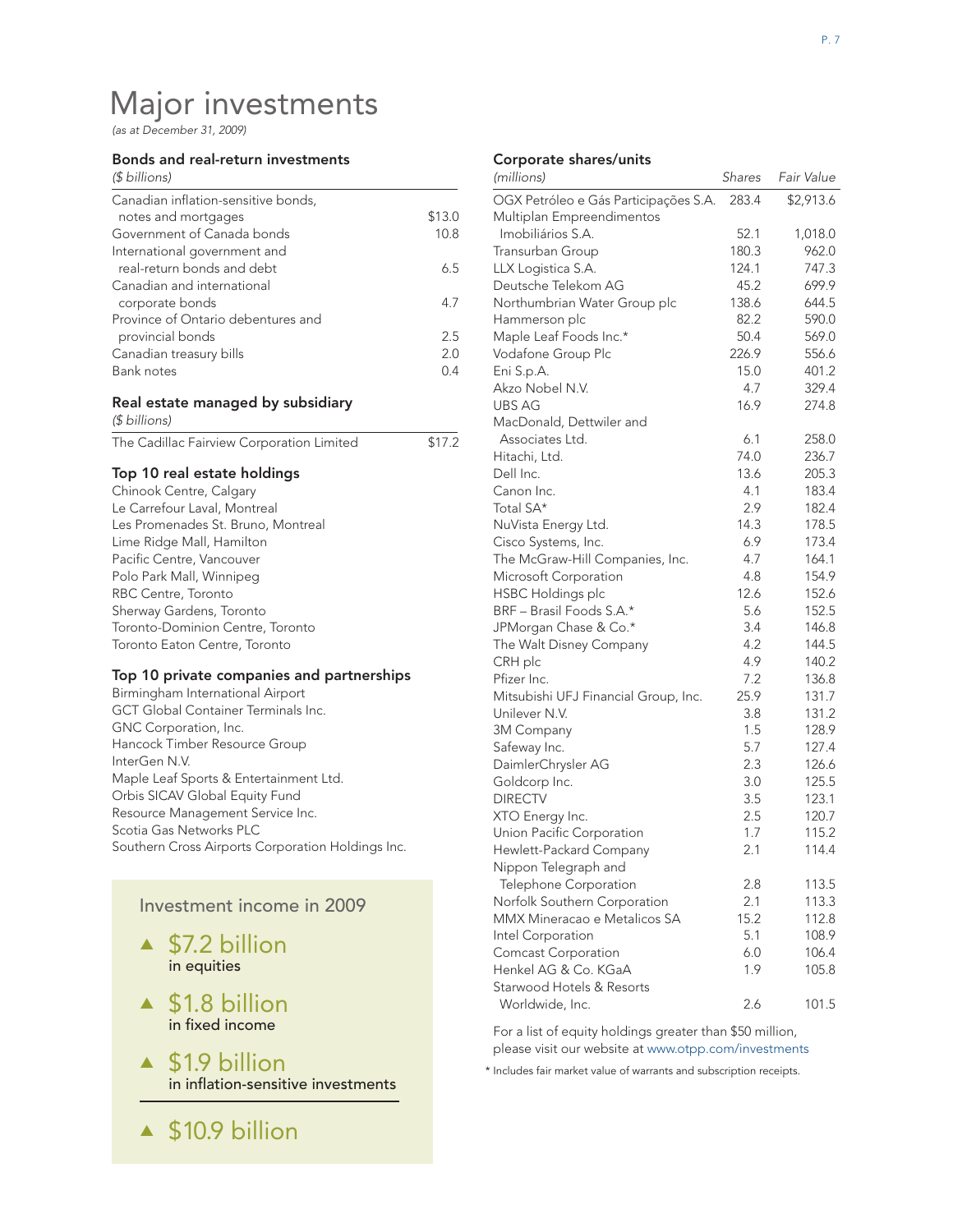# Major investments

*(as at December 31, 2009)*

### Bonds and real-return investments

| *($ billions)* | |
|---|---|
| Canadian inflation-sensitive bonds, notes and mortgages | $13.0 |
| Government of Canada bonds | 10.8 |
| International government and real-return bonds and debt | 6.5 |
| Canadian and international corporate bonds | 4.7 |
| Province of Ontario debentures and provincial bonds | 2.5 |
| Canadian treasury bills | 2.0 |
| Bank notes | 0.4 |

### Real estate managed by subsidiary

| *($ billions)* | |
|---|---|
| The Cadillac Fairview Corporation Limited | $17.2 |

### Top 10 real estate holdings

Chinook Centre, Calgary
Le Carrefour Laval, Montreal
Les Promenades St. Bruno, Montreal
Lime Ridge Mall, Hamilton
Pacific Centre, Vancouver
Polo Park Mall, Winnipeg
RBC Centre, Toronto
Sherway Gardens, Toronto
Toronto-Dominion Centre, Toronto
Toronto Eaton Centre, Toronto

### Top 10 private companies and partnerships

Birmingham International Airport
GCT Global Container Terminals Inc.
GNC Corporation, Inc.
Hancock Timber Resource Group
InterGen N.V.
Maple Leaf Sports & Entertainment Ltd.
Orbis SICAV Global Equity Fund
Resource Management Service Inc.
Scotia Gas Networks PLC
Southern Cross Airports Corporation Holdings Inc.

Investment income in 2009

- $7.2 billion in equities
- $1.8 billion in fixed income
- $1.9 billion in inflation-sensitive investments

- $10.9 billion

### Corporate shares/units

| *(millions)* | *Shares* | *Fair Value* |
|---|---|---|
| OGX Petróleo e Gás Participações S.A. | 283.4 | $2,913.6 |
| Multiplan Empreendimentos Imobiliários S.A. | 52.1 | 1,018.0 |
| Transurban Group | 180.3 | 962.0 |
| LLX Logistica S.A. | 124.1 | 747.3 |
| Deutsche Telekom AG | 45.2 | 699.9 |
| Northumbrian Water Group plc | 138.6 | 644.5 |
| Hammerson plc | 82.2 | 590.0 |
| Maple Leaf Foods Inc.* | 50.4 | 569.0 |
| Vodafone Group Plc | 226.9 | 556.6 |
| Eni S.p.A. | 15.0 | 401.2 |
| Akzo Nobel N.V. | 4.7 | 329.4 |
| UBS AG | 16.9 | 274.8 |
| MacDonald, Dettwiler and Associates Ltd. | 6.1 | 258.0 |
| Hitachi, Ltd. | 74.0 | 236.7 |
| Dell Inc. | 13.6 | 205.3 |
| Canon Inc. | 4.1 | 183.4 |
| Total SA* | 2.9 | 182.4 |
| NuVista Energy Ltd. | 14.3 | 178.5 |
| Cisco Systems, Inc. | 6.9 | 173.4 |
| The McGraw-Hill Companies, Inc. | 4.7 | 164.1 |
| Microsoft Corporation | 4.8 | 154.9 |
| HSBC Holdings plc | 12.6 | 152.6 |
| BRF – Brasil Foods S.A.* | 5.6 | 152.5 |
| JPMorgan Chase & Co.* | 3.4 | 146.8 |
| The Walt Disney Company | 4.2 | 144.5 |
| CRH plc | 4.9 | 140.2 |
| Pfizer Inc. | 7.2 | 136.8 |
| Mitsubishi UFJ Financial Group, Inc. | 25.9 | 131.7 |
| Unilever N.V. | 3.8 | 131.2 |
| 3M Company | 1.5 | 128.9 |
| Safeway Inc. | 5.7 | 127.4 |
| DaimlerChrysler AG | 2.3 | 126.6 |
| Goldcorp Inc. | 3.0 | 125.5 |
| DIRECTV | 3.5 | 123.1 |
| XTO Energy Inc. | 2.5 | 120.7 |
| Union Pacific Corporation | 1.7 | 115.2 |
| Hewlett-Packard Company | 2.1 | 114.4 |
| Nippon Telegraph and Telephone Corporation | 2.8 | 113.5 |
| Norfolk Southern Corporation | 2.1 | 113.3 |
| MMX Mineracao e Metalicos SA | 15.2 | 112.8 |
| Intel Corporation | 5.1 | 108.9 |
| Comcast Corporation | 6.0 | 106.4 |
| Henkel AG & Co. KGaA | 1.9 | 105.8 |
| Starwood Hotels & Resorts Worldwide, Inc. | 2.6 | 101.5 |

For a list of equity holdings greater than $50 million, please visit our website at www.otpp.com/investments

* Includes fair market value of warrants and subscription receipts.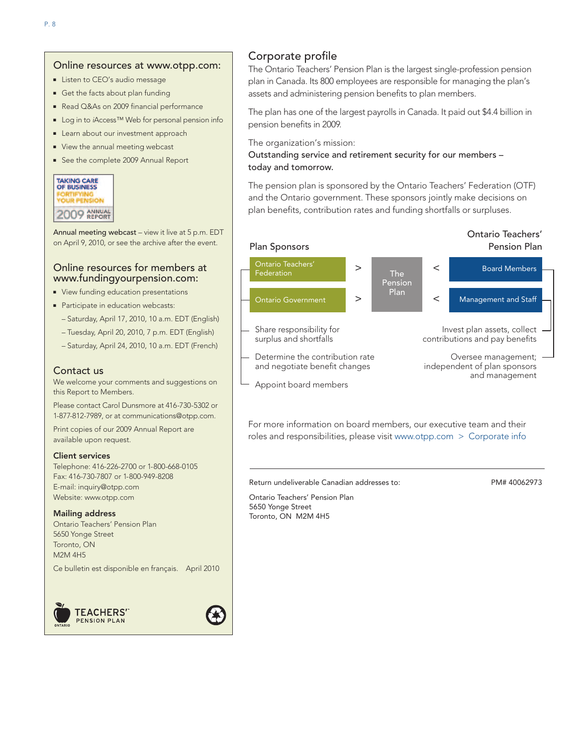## Online resources at www.otpp.com:

- Listen to CEO's audio message
- Get the facts about plan funding
- Read Q&As on 2009 financial performance
- Log in to iAccess™ Web for personal pension info
- Learn about our investment approach
- View the annual meeting webcast
- See the complete 2009 Annual Report

TAKING CARE OF BUSINESS FORTIFYING YOUR PENSION 2009 ANNUAL REPORT

**Annual meeting webcast** – view it live at 5 p.m. EDT on April 9, 2010, or see the archive after the event.

## Online resources for members at www.fundingyourpension.com:

- View funding education presentations
- Participate in education webcasts:
  - Saturday, April 17, 2010, 10 a.m. EDT (English)
  - Tuesday, April 20, 2010, 7 p.m. EDT (English)
  - Saturday, April 24, 2010, 10 a.m. EDT (French)

## Contact us

We welcome your comments and suggestions on this Report to Members.

Please contact Carol Dunsmore at 416-730-5302 or 1-877-812-7989, or at communications@otpp.com.

Print copies of our 2009 Annual Report are available upon request.

### Client services

Telephone: 416-226-2700 or 1-800-668-0105
Fax: 416-730-7807 or 1-800-949-8208
E-mail: inquiry@otpp.com
Website: www.otpp.com

### Mailing address

Ontario Teachers' Pension Plan
5650 Yonge Street
Toronto, ON
M2M 4H5

Ce bulletin est disponible en français. April 2010

TEACHERS' PENSION PLAN

## Corporate profile

The Ontario Teachers' Pension Plan is the largest single-profession pension plan in Canada. Its 800 employees are responsible for managing the plan's assets and administering pension benefits to plan members.

The plan has one of the largest payrolls in Canada. It paid out $4.4 billion in pension benefits in 2009.

The organization's mission:
**Outstanding service and retirement security for our members – today and tomorrow.**

The pension plan is sponsored by the Ontario Teachers' Federation (OTF) and the Ontario government. These sponsors jointly make decisions on plan benefits, contribution rates and funding shortfalls or surpluses.

Plan Sponsors

Ontario Teachers' Federation >

Ontario Government >

The Pension Plan

Ontario Teachers' Pension Plan

< Board Members

< Management and Staff

Share responsibility for surplus and shortfalls

Determine the contribution rate and negotiate benefit changes

Appoint board members

Invest plan assets, collect contributions and pay benefits

Oversee management; independent of plan sponsors and management

For more information on board members, our executive team and their roles and responsibilities, please visit www.otpp.com > Corporate info

Return undeliverable Canadian addresses to: PM# 40062973

Ontario Teachers' Pension Plan
5650 Yonge Street
Toronto, ON M2M 4H5